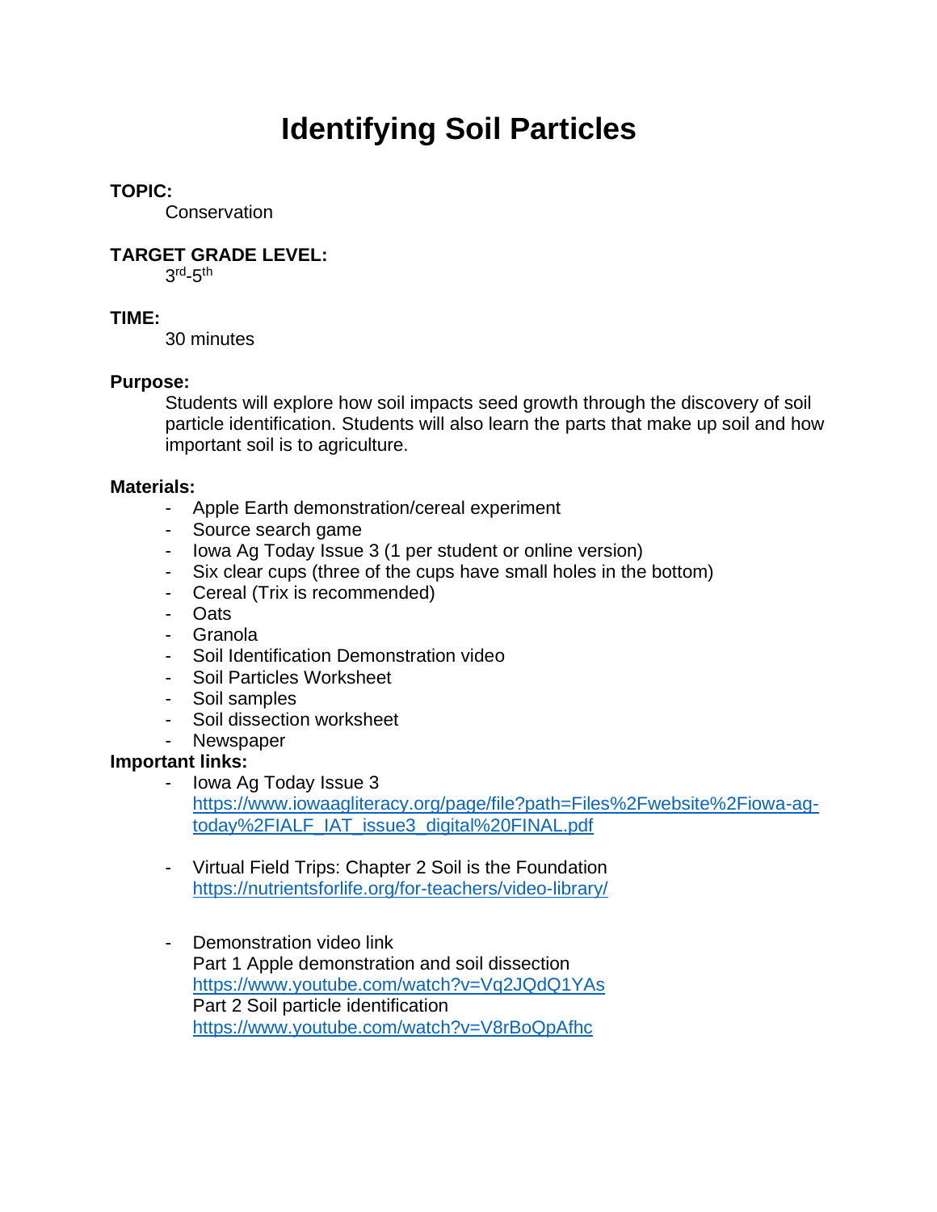# Identifying Soil Particles

**TOPIC:**

Conservation

**TARGET GRADE LEVEL:**

3rd-5th

**TIME:**

30 minutes

**Purpose:**

Students will explore how soil impacts seed growth through the discovery of soil particle identification. Students will also learn the parts that make up soil and how important soil is to agriculture.

**Materials:**

- Apple Earth demonstration/cereal experiment
- Source search game
- Iowa Ag Today Issue 3 (1 per student or online version)
- Six clear cups (three of the cups have small holes in the bottom)
- Cereal (Trix is recommended)
- Oats
- Granola
- Soil Identification Demonstration video
- Soil Particles Worksheet
- Soil samples
- Soil dissection worksheet
- Newspaper

**Important links:**

- Iowa Ag Today Issue 3
  https://www.iowaagliteracy.org/page/file?path=Files%2Fwebsite%2Fiowa-ag-today%2FIALF_IAT_issue3_digital%20FINAL.pdf

- Virtual Field Trips: Chapter 2 Soil is the Foundation
  https://nutrientsforlife.org/for-teachers/video-library/

- Demonstration video link
  Part 1 Apple demonstration and soil dissection
  https://www.youtube.com/watch?v=Vq2JQdQ1YAs
  Part 2 Soil particle identification
  https://www.youtube.com/watch?v=V8rBoQpAfhc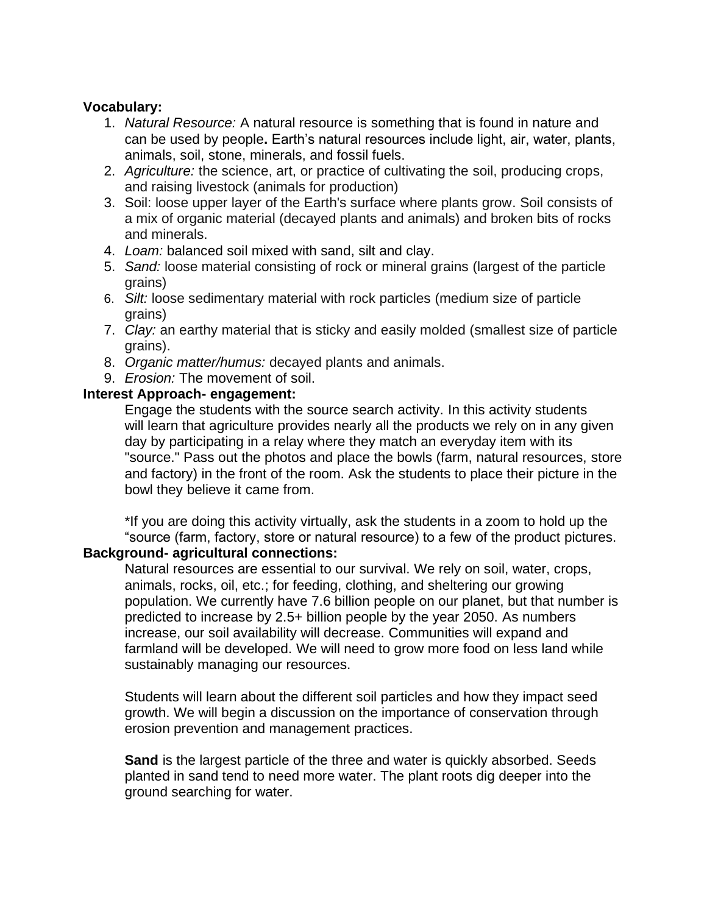**Vocabulary:**

1. *Natural Resource:* A natural resource is something that is found in nature and can be used by people**.** Earth's natural resources include light, air, water, plants, animals, soil, stone, minerals, and fossil fuels.
2. *Agriculture:* the science, art, or practice of cultivating the soil, producing crops, and raising livestock (animals for production)
3. Soil: loose upper layer of the Earth's surface where plants grow. Soil consists of a mix of organic material (decayed plants and animals) and broken bits of rocks and minerals.
4. *Loam:* balanced soil mixed with sand, silt and clay.
5. *Sand:* loose material consisting of rock or mineral grains (largest of the particle grains)
6. *Silt:* loose sedimentary material with rock particles (medium size of particle grains)
7. *Clay:* an earthy material that is sticky and easily molded (smallest size of particle grains).
8. *Organic matter/humus:* decayed plants and animals.
9. *Erosion:* The movement of soil.

**Interest Approach- engagement:**

Engage the students with the source search activity. In this activity students will learn that agriculture provides nearly all the products we rely on in any given day by participating in a relay where they match an everyday item with its "source." Pass out the photos and place the bowls (farm, natural resources, store and factory) in the front of the room. Ask the students to place their picture in the bowl they believe it came from.

*If you are doing this activity virtually, ask the students in a zoom to hold up the "source (farm, factory, store or natural resource) to a few of the product pictures.

**Background- agricultural connections:**

Natural resources are essential to our survival. We rely on soil, water, crops, animals, rocks, oil, etc.; for feeding, clothing, and sheltering our growing population. We currently have 7.6 billion people on our planet, but that number is predicted to increase by 2.5+ billion people by the year 2050. As numbers increase, our soil availability will decrease. Communities will expand and farmland will be developed. We will need to grow more food on less land while sustainably managing our resources.

Students will learn about the different soil particles and how they impact seed growth. We will begin a discussion on the importance of conservation through erosion prevention and management practices.

**Sand** is the largest particle of the three and water is quickly absorbed. Seeds planted in sand tend to need more water. The plant roots dig deeper into the ground searching for water.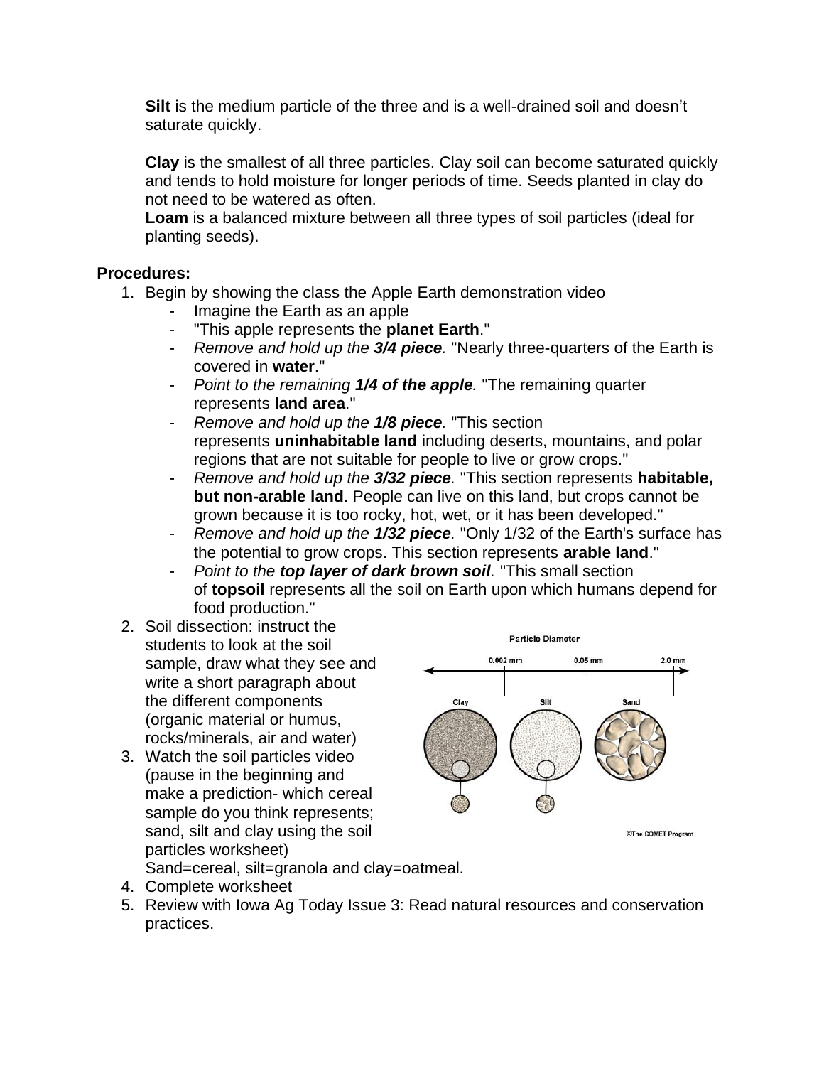**Silt** is the medium particle of the three and is a well-drained soil and doesn't saturate quickly.

**Clay** is the smallest of all three particles. Clay soil can become saturated quickly and tends to hold moisture for longer periods of time. Seeds planted in clay do not need to be watered as often.

**Loam** is a balanced mixture between all three types of soil particles (ideal for planting seeds).

**Procedures:**

1. Begin by showing the class the Apple Earth demonstration video
   - Imagine the Earth as an apple
   - "This apple represents the **planet Earth**."
   - *Remove and hold up the **3/4 piece**.* "Nearly three-quarters of the Earth is covered in **water**."
   - *Point to the remaining **1/4 of the apple**.* "The remaining quarter represents **land area**."
   - *Remove and hold up the **1/8 piece**.* "This section represents **uninhabitable land** including deserts, mountains, and polar regions that are not suitable for people to live or grow crops."
   - *Remove and hold up the **3/32 piece**.* "This section represents **habitable, but non-arable land**. People can live on this land, but crops cannot be grown because it is too rocky, hot, wet, or it has been developed."
   - *Remove and hold up the **1/32 piece**.* "Only 1/32 of the Earth's surface has the potential to grow crops. This section represents **arable land**."
   - *Point to the **top layer of dark brown soil**.* "This small section of **topsoil** represents all the soil on Earth upon which humans depend for food production."
2. Soil dissection: instruct the students to look at the soil sample, draw what they see and write a short paragraph about the different components (organic material or humus, rocks/minerals, air and water)
3. Watch the soil particles video (pause in the beginning and make a prediction- which cereal sample do you think represents; sand, silt and clay using the soil particles worksheet)
   Sand=cereal, silt=granola and clay=oatmeal.
4. Complete worksheet
5. Review with Iowa Ag Today Issue 3: Read natural resources and conservation practices.

Particle Diameter

0.002 mm
0.05 mm
2.0 mm

Clay
Silt
Sand

©The COMET Program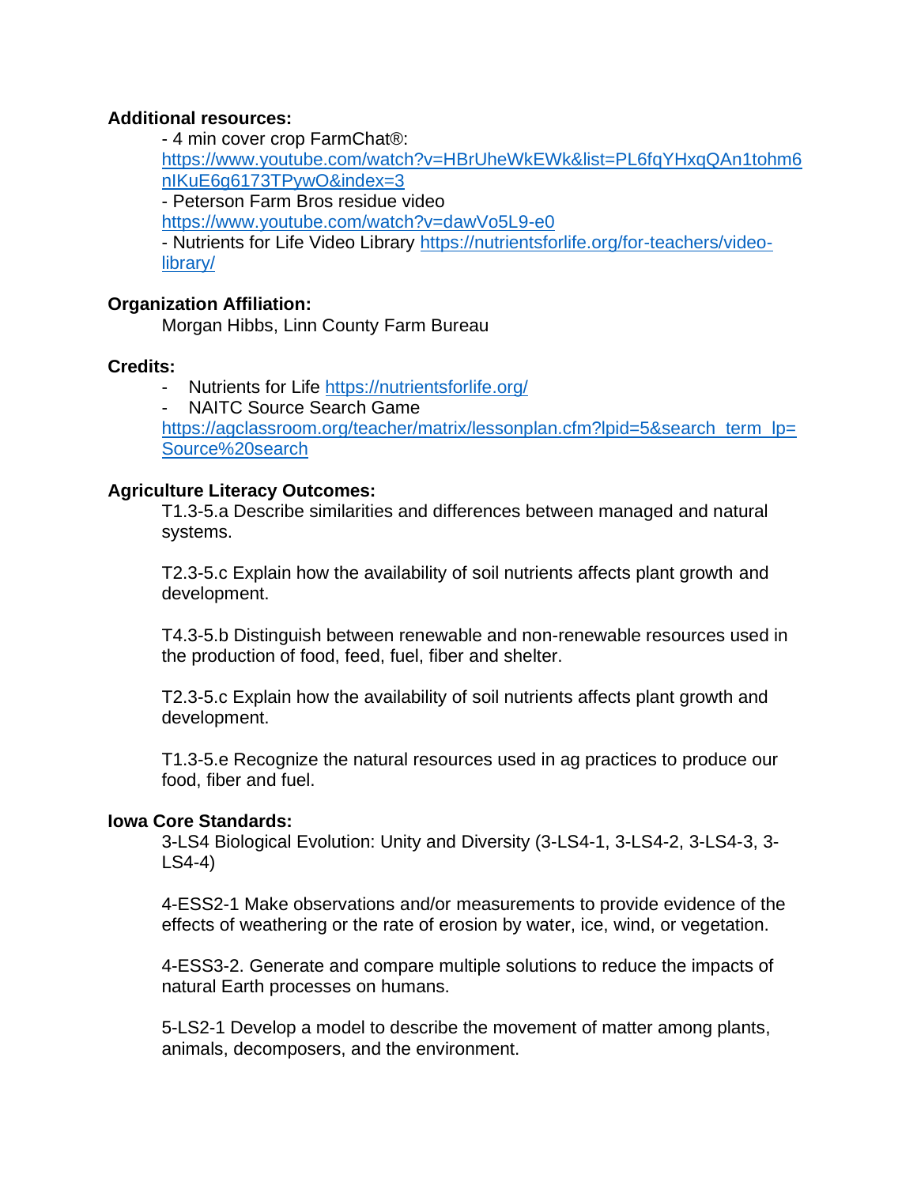**Additional resources:**

- 4 min cover crop FarmChat®: https://www.youtube.com/watch?v=HBrUheWkEWk&list=PL6fqYHxqQAn1tohm6nIKuE6g6173TPywO&index=3
- Peterson Farm Bros residue video https://www.youtube.com/watch?v=dawVo5L9-e0
- Nutrients for Life Video Library https://nutrientsforlife.org/for-teachers/video-library/

**Organization Affiliation:**

Morgan Hibbs, Linn County Farm Bureau

**Credits:**

- Nutrients for Life https://nutrientsforlife.org/
- NAITC Source Search Game https://agclassroom.org/teacher/matrix/lessonplan.cfm?lpid=5&search_term_lp=Source%20search

**Agriculture Literacy Outcomes:**

T1.3-5.a Describe similarities and differences between managed and natural systems.

T2.3-5.c Explain how the availability of soil nutrients affects plant growth and development.

T4.3-5.b Distinguish between renewable and non-renewable resources used in the production of food, feed, fuel, fiber and shelter.

T2.3-5.c Explain how the availability of soil nutrients affects plant growth and development.

T1.3-5.e Recognize the natural resources used in ag practices to produce our food, fiber and fuel.

**Iowa Core Standards:**

3-LS4 Biological Evolution: Unity and Diversity (3-LS4-1, 3-LS4-2, 3-LS4-3, 3-LS4-4)

4-ESS2-1 Make observations and/or measurements to provide evidence of the effects of weathering or the rate of erosion by water, ice, wind, or vegetation.

4-ESS3-2. Generate and compare multiple solutions to reduce the impacts of natural Earth processes on humans.

5-LS2-1 Develop a model to describe the movement of matter among plants, animals, decomposers, and the environment.